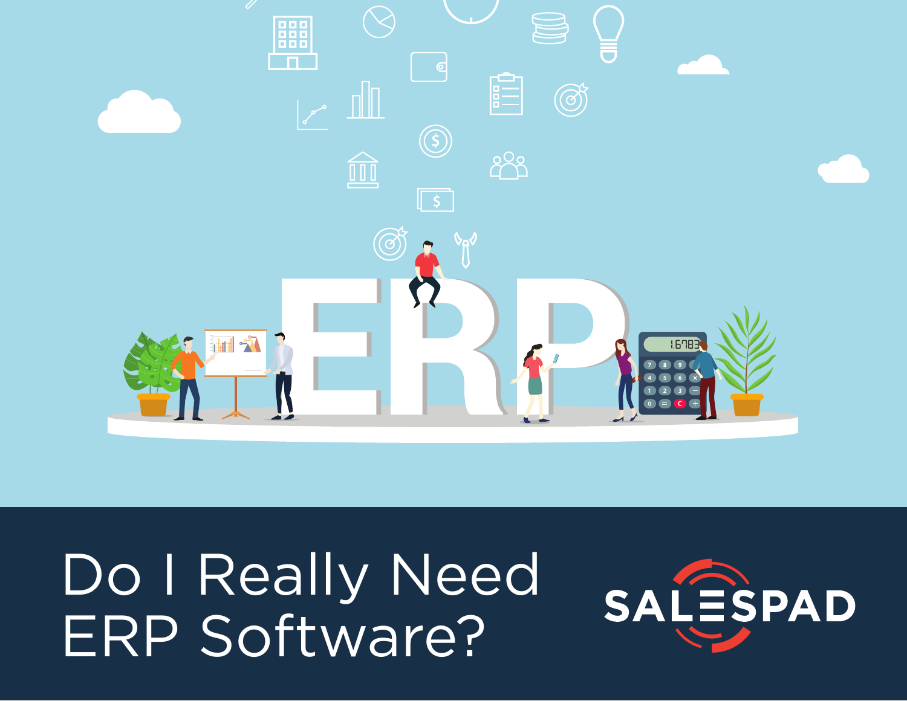# Do I Really Need ERP Software?

SALESPAD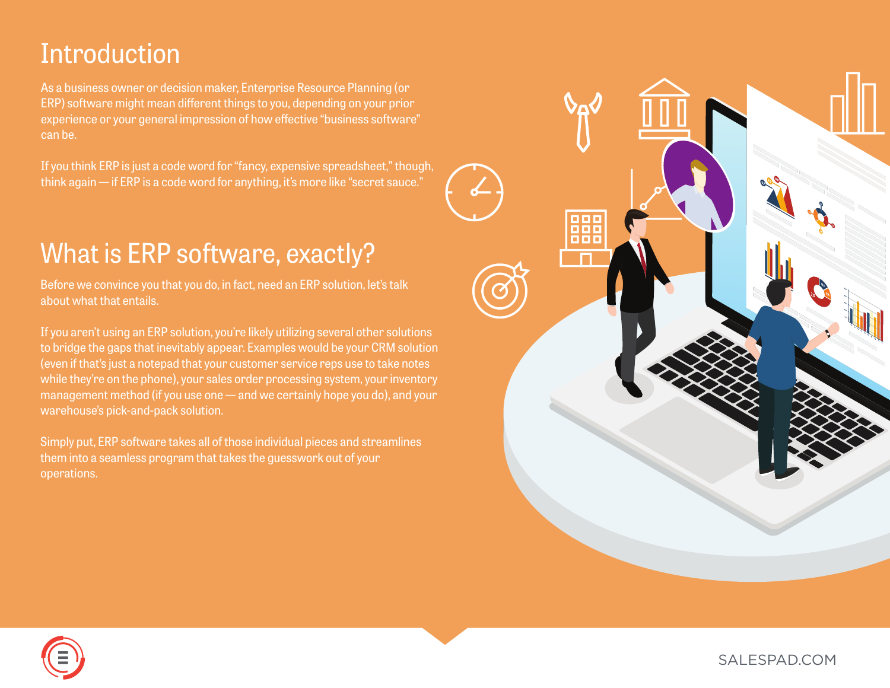# Introduction

As a business owner or decision maker, Enterprise Resource Planning (or ERP) software might mean different things to you, depending on your prior experience or your general impression of how effective "business software" can be.

If you think ERP is just a code word for "fancy, expensive spreadsheet," though, think again — if ERP is a code word for anything, it's more like "secret sauce."

# What is ERP software, exactly?

Before we convince you that you do, in fact, need an ERP solution, let's talk about what that entails.

If you aren't using an ERP solution, you're likely utilizing several other solutions to bridge the gaps that inevitably appear. Examples would be your CRM solution (even if that's just a notepad that your customer service reps use to take notes while they're on the phone), your sales order processing system, your inventory management method (if you use one — and we certainly hope you do), and your warehouse's pick-and-pack solution.

Simply put, ERP software takes all of those individual pieces and streamlines them into a seamless program that takes the guesswork out of your operations.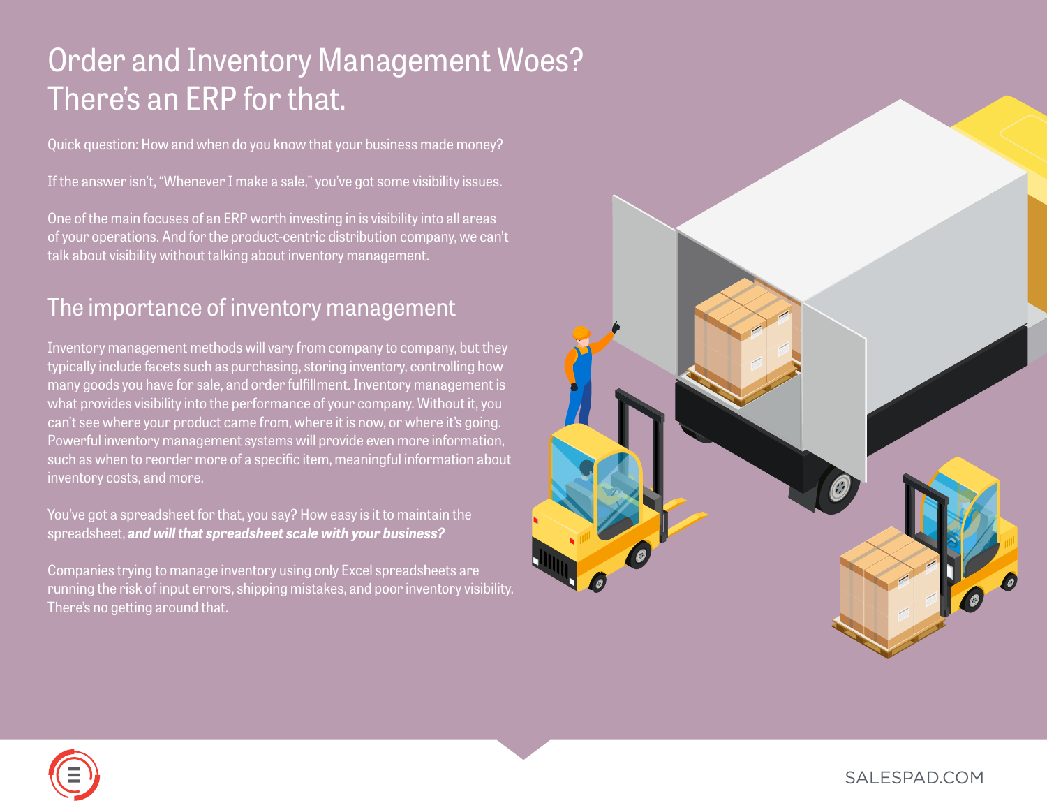# Order and Inventory Management Woes? There's an ERP for that.

Quick question: How and when do you know that your business made money?

If the answer isn't, "Whenever I make a sale," you've got some visibility issues.

One of the main focuses of an ERP worth investing in is visibility into all areas of your operations. And for the product-centric distribution company, we can't talk about visibility without talking about inventory management.

## The importance of inventory management

Inventory management methods will vary from company to company, but they typically include facets such as purchasing, storing inventory, controlling how many goods you have for sale, and order fulfillment. Inventory management is what provides visibility into the performance of your company. Without it, you can't see where your product came from, where it is now, or where it's going. Powerful inventory management systems will provide even more information, such as when to reorder more of a specific item, meaningful information about inventory costs, and more.

You've got a spreadsheet for that, you say? How easy is it to maintain the spreadsheet, ***and will that spreadsheet scale with your business?***

Companies trying to manage inventory using only Excel spreadsheets are running the risk of input errors, shipping mistakes, and poor inventory visibility. There's no getting around that.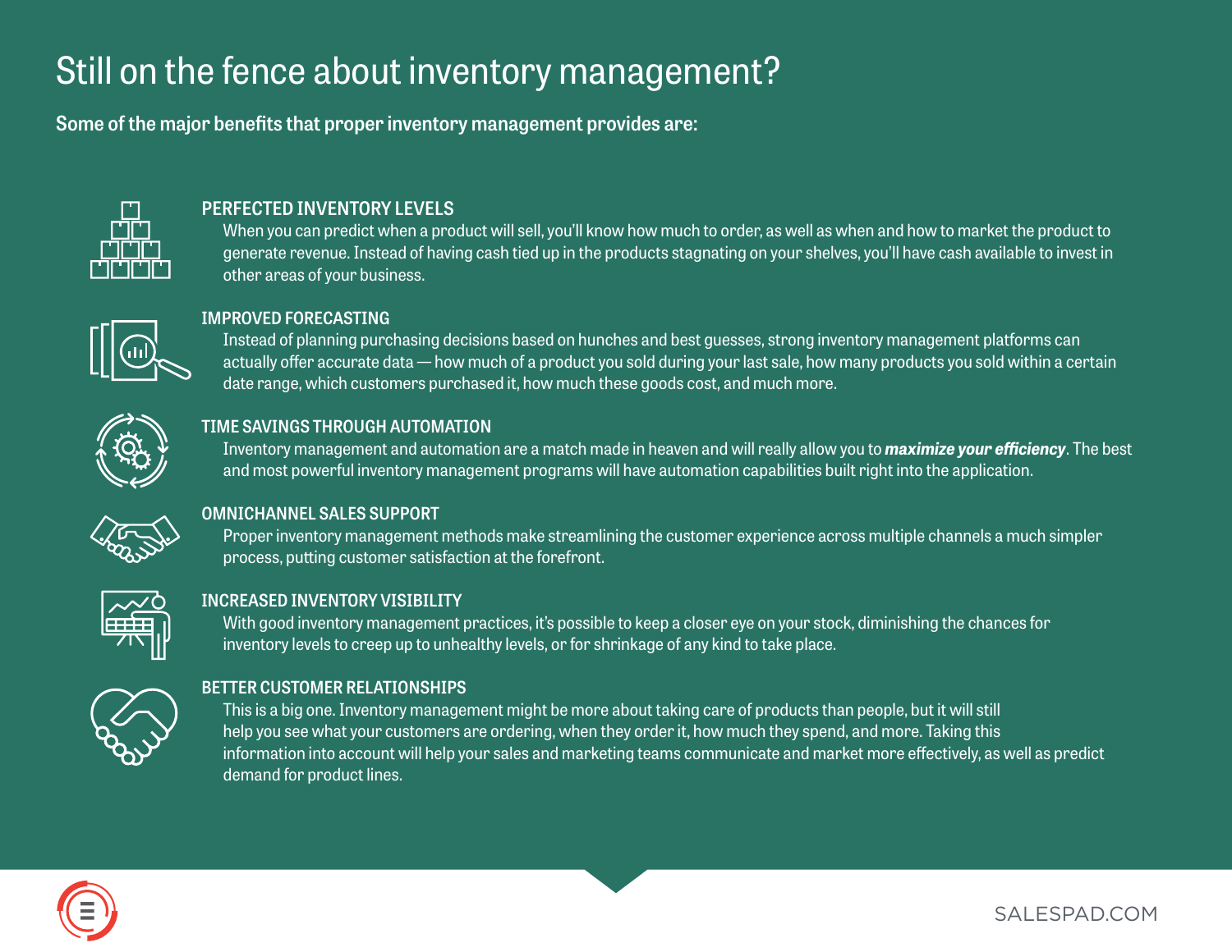# Still on the fence about inventory management?

**Some of the major benefits that proper inventory management provides are:**

### PERFECTED INVENTORY LEVELS

When you can predict when a product will sell, you'll know how much to order, as well as when and how to market the product to generate revenue. Instead of having cash tied up in the products stagnating on your shelves, you'll have cash available to invest in other areas of your business.

### IMPROVED FORECASTING

Instead of planning purchasing decisions based on hunches and best guesses, strong inventory management platforms can actually offer accurate data — how much of a product you sold during your last sale, how many products you sold within a certain date range, which customers purchased it, how much these goods cost, and much more.

### TIME SAVINGS THROUGH AUTOMATION

Inventory management and automation are a match made in heaven and will really allow you to ***maximize your efficiency***. The best and most powerful inventory management programs will have automation capabilities built right into the application.

### OMNICHANNEL SALES SUPPORT

Proper inventory management methods make streamlining the customer experience across multiple channels a much simpler process, putting customer satisfaction at the forefront.

### INCREASED INVENTORY VISIBILITY

With good inventory management practices, it's possible to keep a closer eye on your stock, diminishing the chances for inventory levels to creep up to unhealthy levels, or for shrinkage of any kind to take place.

### BETTER CUSTOMER RELATIONSHIPS

This is a big one. Inventory management might be more about taking care of products than people, but it will still help you see what your customers are ordering, when they order it, how much they spend, and more. Taking this information into account will help your sales and marketing teams communicate and market more effectively, as well as predict demand for product lines.

SALESPAD.COM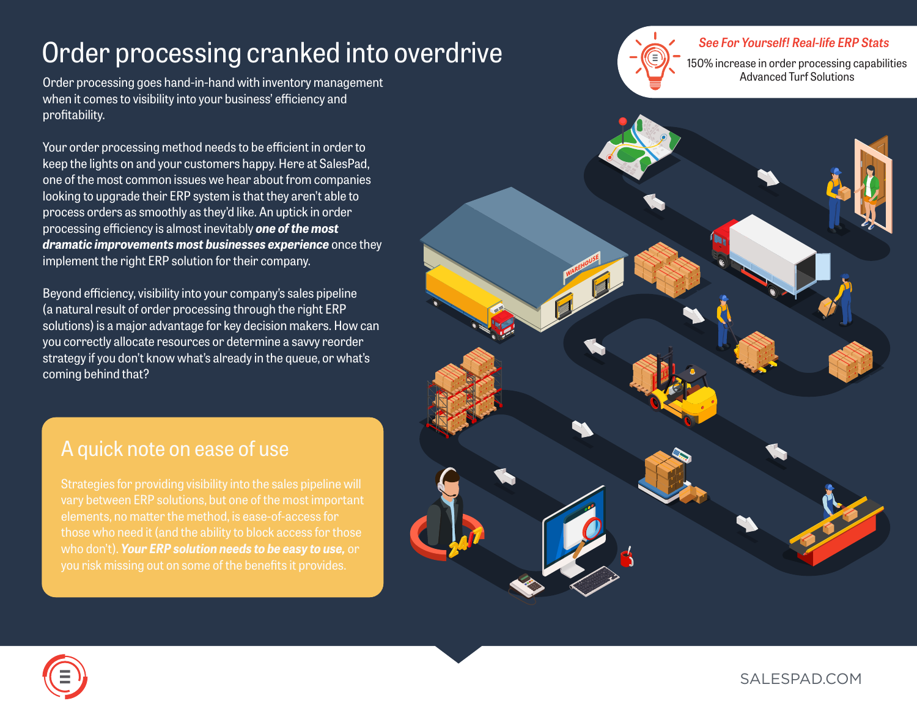# Order processing cranked into overdrive

Order processing goes hand-in-hand with inventory management when it comes to visibility into your business' efficiency and profitability.

Your order processing method needs to be efficient in order to keep the lights on and your customers happy. Here at SalesPad, one of the most common issues we hear about from companies looking to upgrade their ERP system is that they aren't able to process orders as smoothly as they'd like. An uptick in order processing efficiency is almost inevitably ***one of the most dramatic improvements most businesses experience*** once they implement the right ERP solution for their company.

Beyond efficiency, visibility into your company's sales pipeline (a natural result of order processing through the right ERP solutions) is a major advantage for key decision makers. How can you correctly allocate resources or determine a savvy reorder strategy if you don't know what's already in the queue, or what's coming behind that?

## A quick note on ease of use

Strategies for providing visibility into the sales pipeline will vary between ERP solutions, but one of the most important elements, no matter the method, is ease-of-access for those who need it (and the ability to block access for those who don't). ***Your ERP solution needs to be easy to use,*** or you risk missing out on some of the benefits it provides.

*See For Yourself! Real-life ERP Stats*

150% increase in order processing capabilities
Advanced Turf Solutions

SALESPAD.COM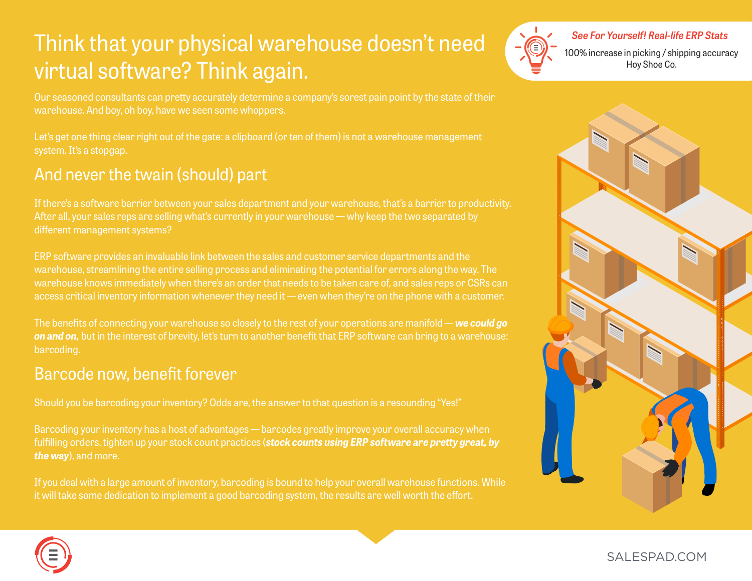# Think that your physical warehouse doesn't need virtual software? Think again.

Our seasoned consultants can pretty accurately determine a company's sorest pain point by the state of their warehouse. And boy, oh boy, have we seen some whoppers.

Let's get one thing clear right out of the gate: a clipboard (or ten of them) is not a warehouse management system. It's a stopgap.

## And never the twain (should) part

If there's a software barrier between your sales department and your warehouse, that's a barrier to productivity. After all, your sales reps are selling what's currently in your warehouse — why keep the two separated by different management systems?

ERP software provides an invaluable link between the sales and customer service departments and the warehouse, streamlining the entire selling process and eliminating the potential for errors along the way. The warehouse knows immediately when there's an order that needs to be taken care of, and sales reps or CSRs can access critical inventory information whenever they need it — even when they're on the phone with a customer.

The benefits of connecting your warehouse so closely to the rest of your operations are manifold — ***we could go on and on,*** but in the interest of brevity, let's turn to another benefit that ERP software can bring to a warehouse: barcoding.

## Barcode now, benefit forever

Should you be barcoding your inventory? Odds are, the answer to that question is a resounding "Yes!"

Barcoding your inventory has a host of advantages — barcodes greatly improve your overall accuracy when fulfilling orders, tighten up your stock count practices (***stock counts using ERP software are pretty great, by the way***), and more.

If you deal with a large amount of inventory, barcoding is bound to help your overall warehouse functions. While it will take some dedication to implement a good barcoding system, the results are well worth the effort.

***See For Yourself! Real-life ERP Stats***

100% increase in picking / shipping accuracy
Hoy Shoe Co.

SALESPAD.COM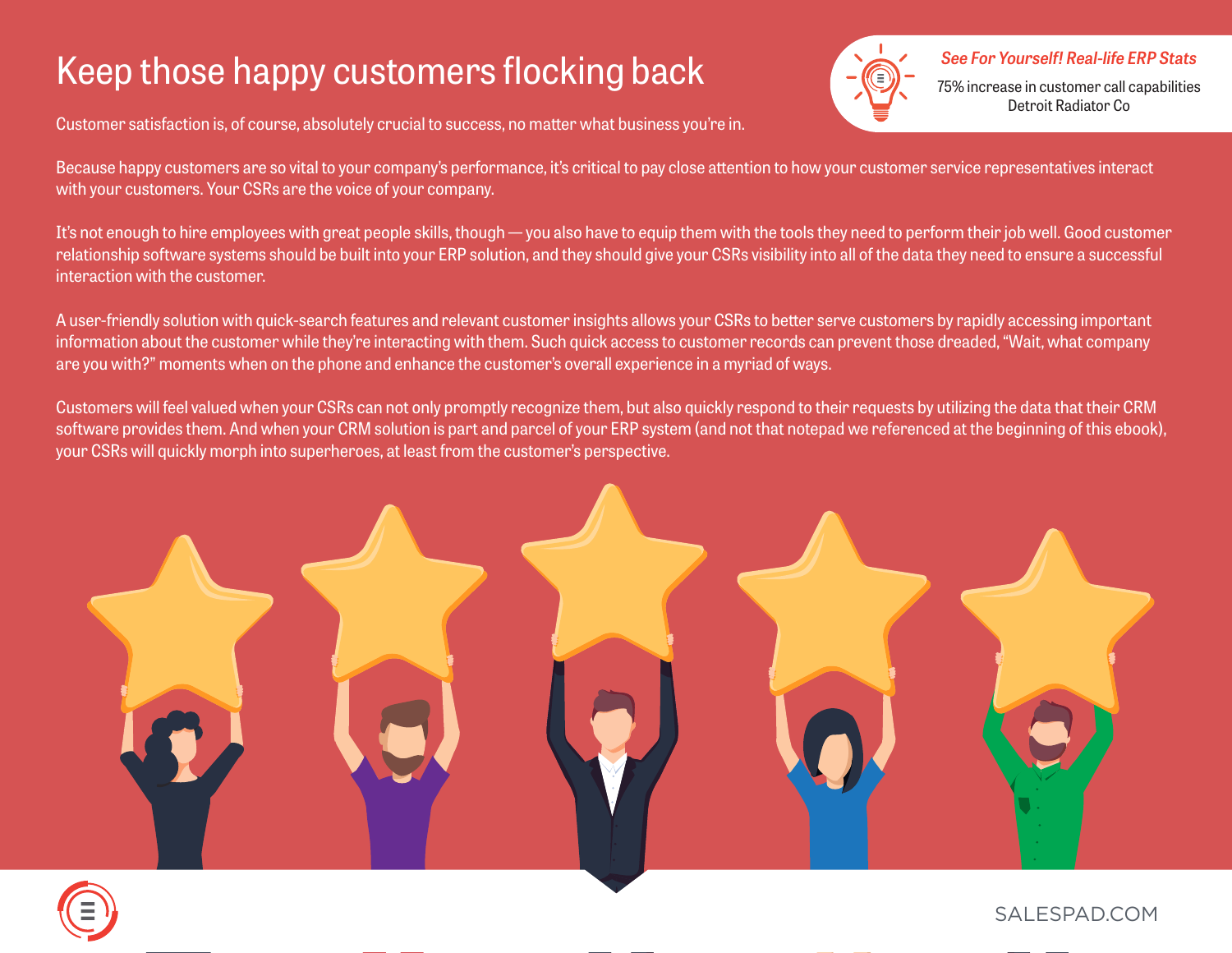# Keep those happy customers flocking back

*See For Yourself! Real-life ERP Stats*

75% increase in customer call capabilities
Detroit Radiator Co

Customer satisfaction is, of course, absolutely crucial to success, no matter what business you're in.

Because happy customers are so vital to your company's performance, it's critical to pay close attention to how your customer service representatives interact with your customers. Your CSRs are the voice of your company.

It's not enough to hire employees with great people skills, though — you also have to equip them with the tools they need to perform their job well. Good customer relationship software systems should be built into your ERP solution, and they should give your CSRs visibility into all of the data they need to ensure a successful interaction with the customer.

A user-friendly solution with quick-search features and relevant customer insights allows your CSRs to better serve customers by rapidly accessing important information about the customer while they're interacting with them. Such quick access to customer records can prevent those dreaded, "Wait, what company are you with?" moments when on the phone and enhance the customer's overall experience in a myriad of ways.

Customers will feel valued when your CSRs can not only promptly recognize them, but also quickly respond to their requests by utilizing the data that their CRM software provides them. And when your CRM solution is part and parcel of your ERP system (and not that notepad we referenced at the beginning of this ebook), your CSRs will quickly morph into superheroes, at least from the customer's perspective.

SALESPAD.COM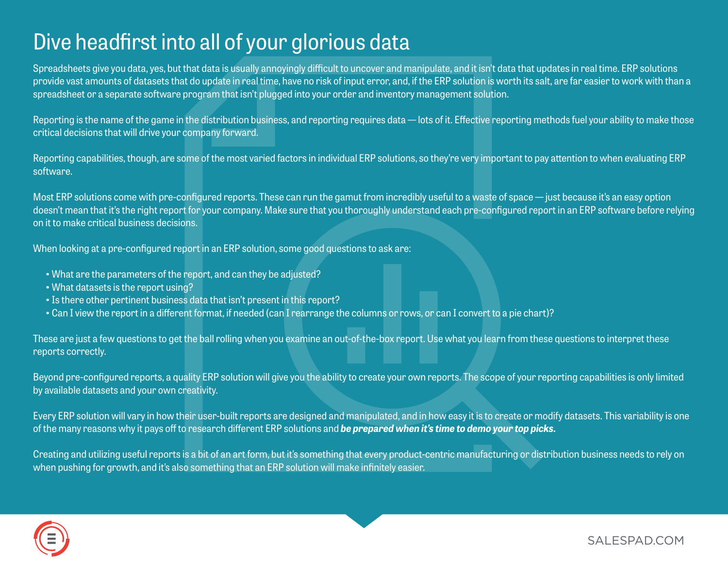# Dive headfirst into all of your glorious data

Spreadsheets give you data, yes, but that data is usually annoyingly difficult to uncover and manipulate, and it isn't data that updates in real time. ERP solutions provide vast amounts of datasets that do update in real time, have no risk of input error, and, if the ERP solution is worth its salt, are far easier to work with than a spreadsheet or a separate software program that isn't plugged into your order and inventory management solution.

Reporting is the name of the game in the distribution business, and reporting requires data — lots of it. Effective reporting methods fuel your ability to make those critical decisions that will drive your company forward.

Reporting capabilities, though, are some of the most varied factors in individual ERP solutions, so they're very important to pay attention to when evaluating ERP software.

Most ERP solutions come with pre-configured reports. These can run the gamut from incredibly useful to a waste of space — just because it's an easy option doesn't mean that it's the right report for your company. Make sure that you thoroughly understand each pre-configured report in an ERP software before relying on it to make critical business decisions.

When looking at a pre-configured report in an ERP solution, some good questions to ask are:

- What are the parameters of the report, and can they be adjusted?
- What datasets is the report using?
- Is there other pertinent business data that isn't present in this report?
- Can I view the report in a different format, if needed (can I rearrange the columns or rows, or can I convert to a pie chart)?

These are just a few questions to get the ball rolling when you examine an out-of-the-box report. Use what you learn from these questions to interpret these reports correctly.

Beyond pre-configured reports, a quality ERP solution will give you the ability to create your own reports. The scope of your reporting capabilities is only limited by available datasets and your own creativity.

Every ERP solution will vary in how their user-built reports are designed and manipulated, and in how easy it is to create or modify datasets. This variability is one of the many reasons why it pays off to research different ERP solutions and ***be prepared when it's time to demo your top picks.***

Creating and utilizing useful reports is a bit of an art form, but it's something that every product-centric manufacturing or distribution business needs to rely on when pushing for growth, and it's also something that an ERP solution will make infinitely easier.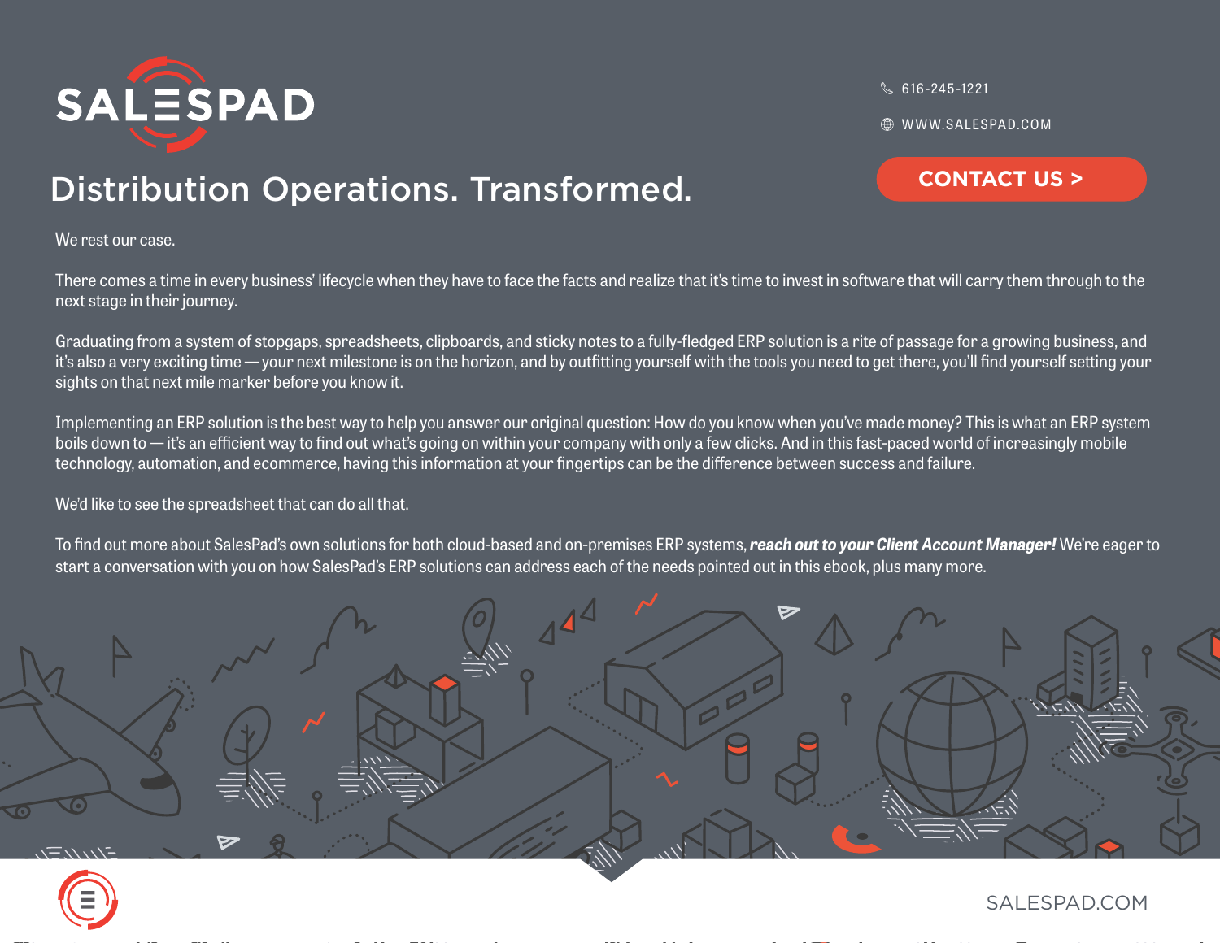SALESPAD

616-245-1221

WWW.SALESPAD.COM

CONTACT US >

# Distribution Operations. Transformed.

We rest our case.

There comes a time in every business' lifecycle when they have to face the facts and realize that it's time to invest in software that will carry them through to the next stage in their journey.

Graduating from a system of stopgaps, spreadsheets, clipboards, and sticky notes to a fully-fledged ERP solution is a rite of passage for a growing business, and it's also a very exciting time — your next milestone is on the horizon, and by outfitting yourself with the tools you need to get there, you'll find yourself setting your sights on that next mile marker before you know it.

Implementing an ERP solution is the best way to help you answer our original question: How do you know when you've made money? This is what an ERP system boils down to — it's an efficient way to find out what's going on within your company with only a few clicks. And in this fast-paced world of increasingly mobile technology, automation, and ecommerce, having this information at your fingertips can be the difference between success and failure.

We'd like to see the spreadsheet that can do all that.

To find out more about SalesPad's own solutions for both cloud-based and on-premises ERP systems, ***reach out to your Client Account Manager!*** We're eager to start a conversation with you on how SalesPad's ERP solutions can address each of the needs pointed out in this ebook, plus many more.

SALESPAD.COM